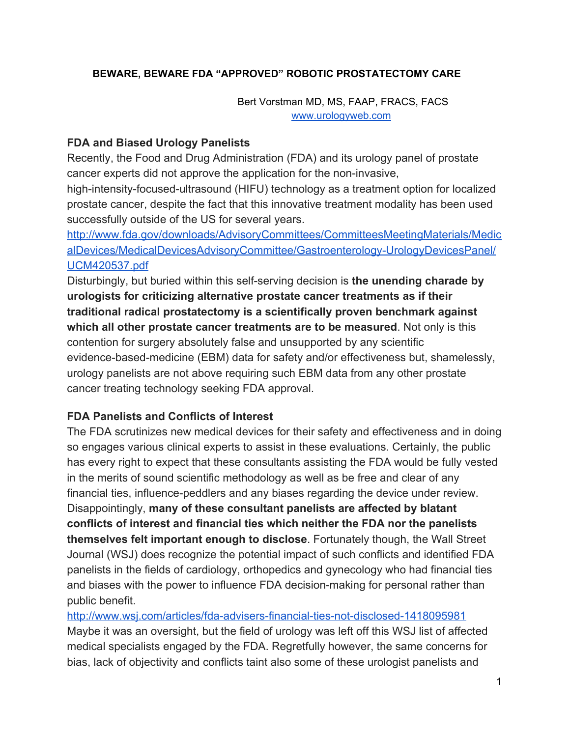# BEWARE, BEWARE FDA "APPROVED" ROBOTIC PROSTATECTOMY CARE

Bert Vorstman MD, MS, FAAP, FRACS, FACS
www.urologyweb.com

## FDA and Biased Urology Panelists

Recently, the Food and Drug Administration (FDA) and its urology panel of prostate cancer experts did not approve the application for the non-invasive, high-intensity-focused-ultrasound (HIFU) technology as a treatment option for localized prostate cancer, despite the fact that this innovative treatment modality has been used successfully outside of the US for several years.
http://www.fda.gov/downloads/AdvisoryCommittees/CommitteesMeetingMaterials/MedicalDevices/MedicalDevicesAdvisoryCommittee/Gastroenterology-UrologyDevicesPanel/UCM420537.pdf

Disturbingly, but buried within this self-serving decision is **the unending charade by urologists for criticizing alternative prostate cancer treatments as if their traditional radical prostatectomy is a scientifically proven benchmark against which all other prostate cancer treatments are to be measured**. Not only is this contention for surgery absolutely false and unsupported by any scientific evidence-based-medicine (EBM) data for safety and/or effectiveness but, shamelessly, urology panelists are not above requiring such EBM data from any other prostate cancer treating technology seeking FDA approval.

## FDA Panelists and Conflicts of Interest

The FDA scrutinizes new medical devices for their safety and effectiveness and in doing so engages various clinical experts to assist in these evaluations. Certainly, the public has every right to expect that these consultants assisting the FDA would be fully vested in the merits of sound scientific methodology as well as be free and clear of any financial ties, influence-peddlers and any biases regarding the device under review. Disappointingly, **many of these consultant panelists are affected by blatant conflicts of interest and financial ties which neither the FDA nor the panelists themselves felt important enough to disclose**. Fortunately though, the Wall Street Journal (WSJ) does recognize the potential impact of such conflicts and identified FDA panelists in the fields of cardiology, orthopedics and gynecology who had financial ties and biases with the power to influence FDA decision-making for personal rather than public benefit.
http://www.wsj.com/articles/fda-advisers-financial-ties-not-disclosed-1418095981

Maybe it was an oversight, but the field of urology was left off this WSJ list of affected medical specialists engaged by the FDA. Regretfully however, the same concerns for bias, lack of objectivity and conflicts taint also some of these urologist panelists and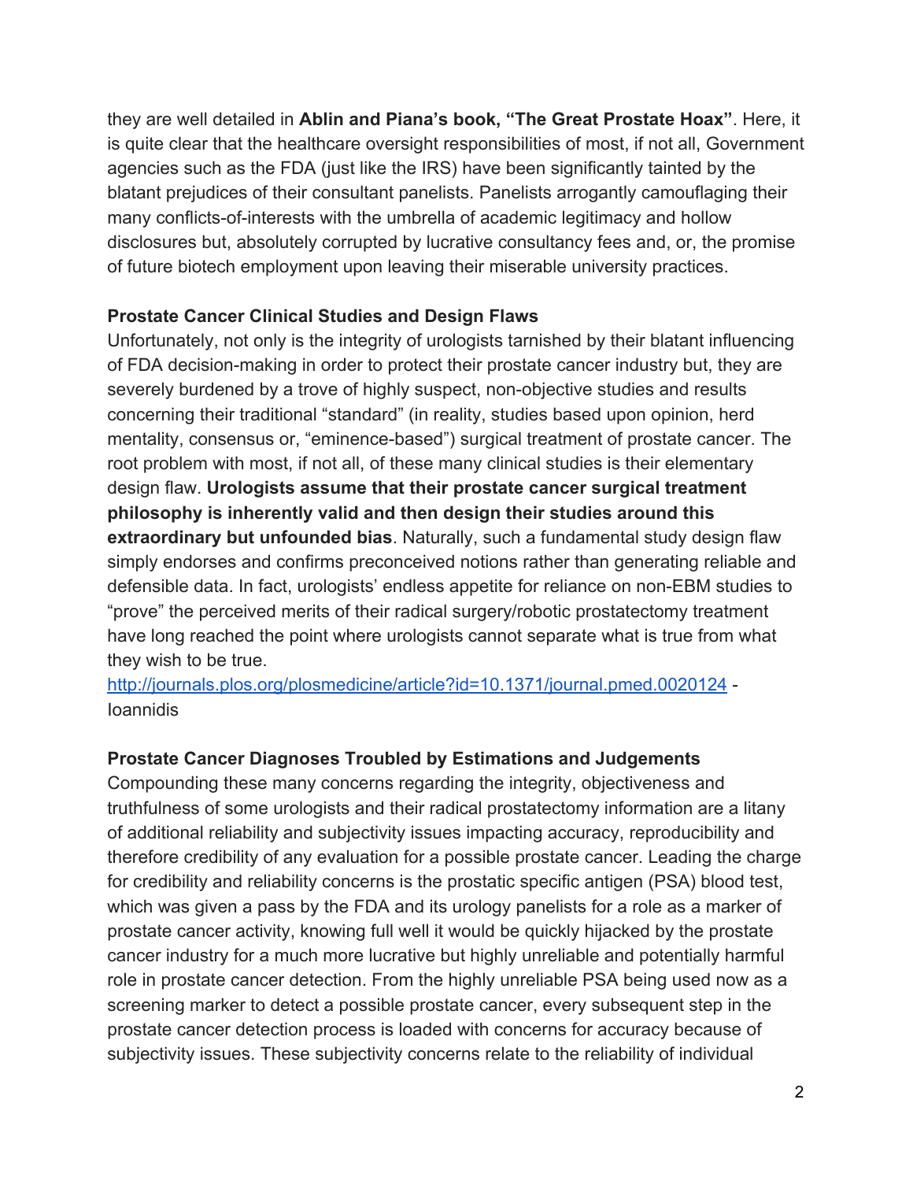they are well detailed in **Ablin and Piana's book, "The Great Prostate Hoax"**. Here, it is quite clear that the healthcare oversight responsibilities of most, if not all, Government agencies such as the FDA (just like the IRS) have been significantly tainted by the blatant prejudices of their consultant panelists. Panelists arrogantly camouflaging their many conflicts-of-interests with the umbrella of academic legitimacy and hollow disclosures but, absolutely corrupted by lucrative consultancy fees and, or, the promise of future biotech employment upon leaving their miserable university practices.

**Prostate Cancer Clinical Studies and Design Flaws**

Unfortunately, not only is the integrity of urologists tarnished by their blatant influencing of FDA decision-making in order to protect their prostate cancer industry but, they are severely burdened by a trove of highly suspect, non-objective studies and results concerning their traditional "standard" (in reality, studies based upon opinion, herd mentality, consensus or, "eminence-based") surgical treatment of prostate cancer. The root problem with most, if not all, of these many clinical studies is their elementary design flaw. **Urologists assume that their prostate cancer surgical treatment philosophy is inherently valid and then design their studies around this extraordinary but unfounded bias**. Naturally, such a fundamental study design flaw simply endorses and confirms preconceived notions rather than generating reliable and defensible data. In fact, urologists' endless appetite for reliance on non-EBM studies to "prove" the perceived merits of their radical surgery/robotic prostatectomy treatment have long reached the point where urologists cannot separate what is true from what they wish to be true.

[http://journals.plos.org/plosmedicine/article?id=10.1371/journal.pmed.0020124](http://journals.plos.org/plosmedicine/article?id=10.1371/journal.pmed.0020124) - Ioannidis

**Prostate Cancer Diagnoses Troubled by Estimations and Judgements**

Compounding these many concerns regarding the integrity, objectiveness and truthfulness of some urologists and their radical prostatectomy information are a litany of additional reliability and subjectivity issues impacting accuracy, reproducibility and therefore credibility of any evaluation for a possible prostate cancer. Leading the charge for credibility and reliability concerns is the prostatic specific antigen (PSA) blood test, which was given a pass by the FDA and its urology panelists for a role as a marker of prostate cancer activity, knowing full well it would be quickly hijacked by the prostate cancer industry for a much more lucrative but highly unreliable and potentially harmful role in prostate cancer detection. From the highly unreliable PSA being used now as a screening marker to detect a possible prostate cancer, every subsequent step in the prostate cancer detection process is loaded with concerns for accuracy because of subjectivity issues. These subjectivity concerns relate to the reliability of individual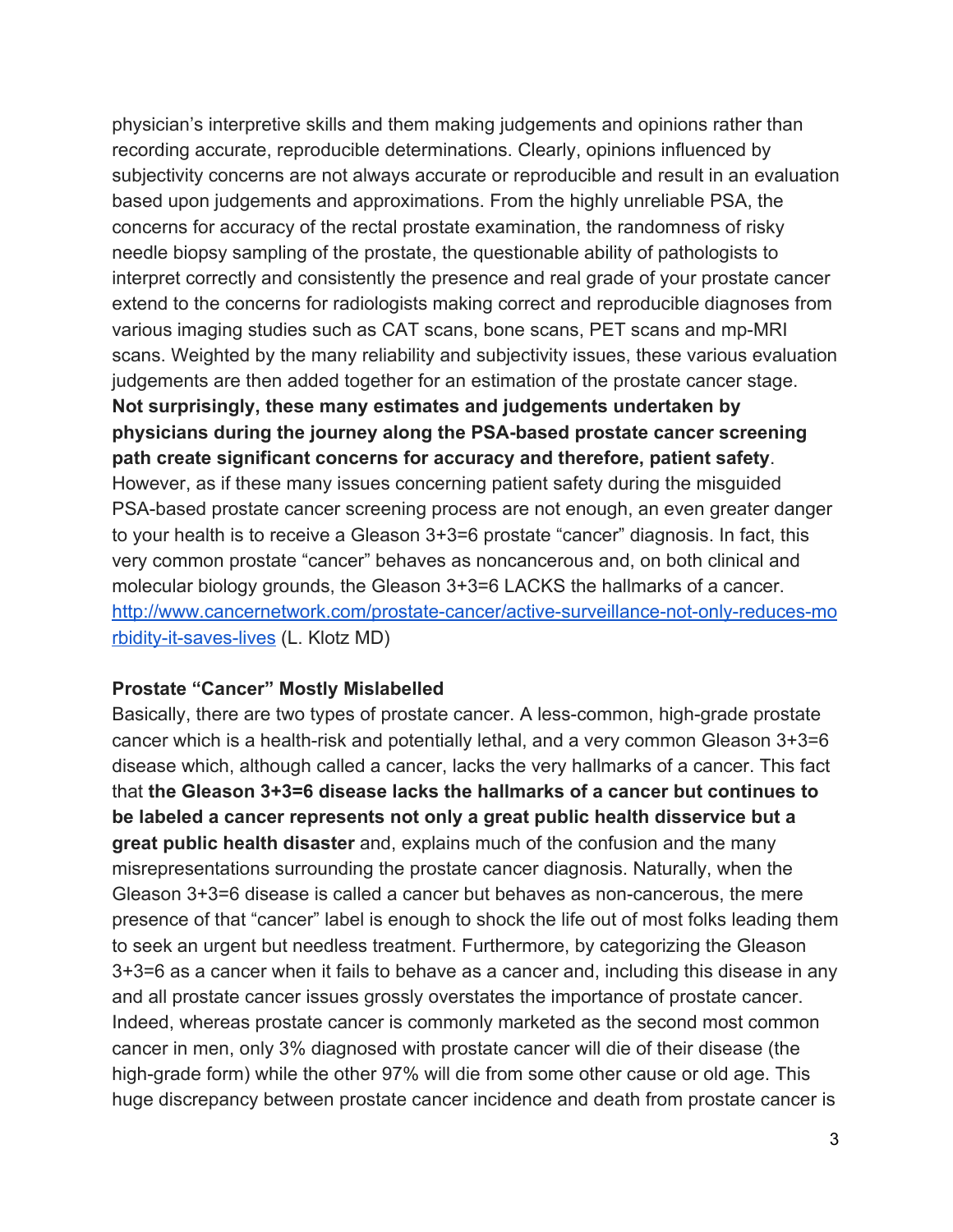physician's interpretive skills and them making judgements and opinions rather than recording accurate, reproducible determinations. Clearly, opinions influenced by subjectivity concerns are not always accurate or reproducible and result in an evaluation based upon judgements and approximations. From the highly unreliable PSA, the concerns for accuracy of the rectal prostate examination, the randomness of risky needle biopsy sampling of the prostate, the questionable ability of pathologists to interpret correctly and consistently the presence and real grade of your prostate cancer extend to the concerns for radiologists making correct and reproducible diagnoses from various imaging studies such as CAT scans, bone scans, PET scans and mp-MRI scans. Weighted by the many reliability and subjectivity issues, these various evaluation judgements are then added together for an estimation of the prostate cancer stage. **Not surprisingly, these many estimates and judgements undertaken by physicians during the journey along the PSA-based prostate cancer screening path create significant concerns for accuracy and therefore, patient safety**. However, as if these many issues concerning patient safety during the misguided PSA-based prostate cancer screening process are not enough, an even greater danger to your health is to receive a Gleason 3+3=6 prostate "cancer" diagnosis. In fact, this very common prostate "cancer" behaves as noncancerous and, on both clinical and molecular biology grounds, the Gleason 3+3=6 LACKS the hallmarks of a cancer. [http://www.cancernetwork.com/prostate-cancer/active-surveillance-not-only-reduces-morbidity-it-saves-lives](http://www.cancernetwork.com/prostate-cancer/active-surveillance-not-only-reduces-morbidity-it-saves-lives) (L. Klotz MD)

**Prostate "Cancer" Mostly Mislabelled**

Basically, there are two types of prostate cancer. A less-common, high-grade prostate cancer which is a health-risk and potentially lethal, and a very common Gleason 3+3=6 disease which, although called a cancer, lacks the very hallmarks of a cancer. This fact that **the Gleason 3+3=6 disease lacks the hallmarks of a cancer but continues to be labeled a cancer represents not only a great public health disservice but a great public health disaster** and, explains much of the confusion and the many misrepresentations surrounding the prostate cancer diagnosis. Naturally, when the Gleason 3+3=6 disease is called a cancer but behaves as non-cancerous, the mere presence of that "cancer" label is enough to shock the life out of most folks leading them to seek an urgent but needless treatment. Furthermore, by categorizing the Gleason 3+3=6 as a cancer when it fails to behave as a cancer and, including this disease in any and all prostate cancer issues grossly overstates the importance of prostate cancer. Indeed, whereas prostate cancer is commonly marketed as the second most common cancer in men, only 3% diagnosed with prostate cancer will die of their disease (the high-grade form) while the other 97% will die from some other cause or old age. This huge discrepancy between prostate cancer incidence and death from prostate cancer is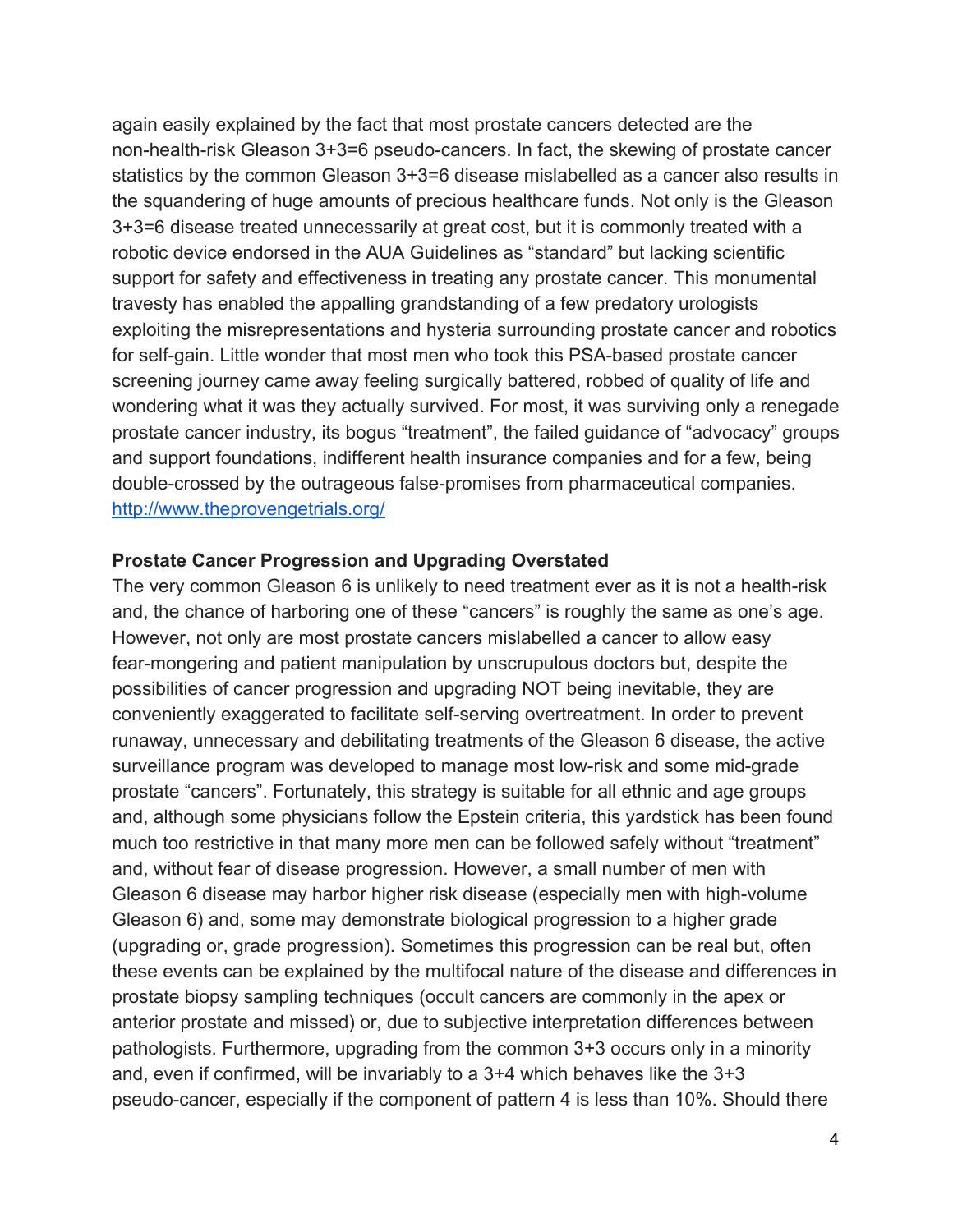again easily explained by the fact that most prostate cancers detected are the non-health-risk Gleason 3+3=6 pseudo-cancers. In fact, the skewing of prostate cancer statistics by the common Gleason 3+3=6 disease mislabelled as a cancer also results in the squandering of huge amounts of precious healthcare funds. Not only is the Gleason 3+3=6 disease treated unnecessarily at great cost, but it is commonly treated with a robotic device endorsed in the AUA Guidelines as "standard" but lacking scientific support for safety and effectiveness in treating any prostate cancer. This monumental travesty has enabled the appalling grandstanding of a few predatory urologists exploiting the misrepresentations and hysteria surrounding prostate cancer and robotics for self-gain. Little wonder that most men who took this PSA-based prostate cancer screening journey came away feeling surgically battered, robbed of quality of life and wondering what it was they actually survived. For most, it was surviving only a renegade prostate cancer industry, its bogus "treatment", the failed guidance of "advocacy" groups and support foundations, indifferent health insurance companies and for a few, being double-crossed by the outrageous false-promises from pharmaceutical companies. [http://www.theprovengetrials.org/](http://www.theprovengetrials.org/)

**Prostate Cancer Progression and Upgrading Overstated**

The very common Gleason 6 is unlikely to need treatment ever as it is not a health-risk and, the chance of harboring one of these "cancers" is roughly the same as one's age. However, not only are most prostate cancers mislabelled a cancer to allow easy fear-mongering and patient manipulation by unscrupulous doctors but, despite the possibilities of cancer progression and upgrading NOT being inevitable, they are conveniently exaggerated to facilitate self-serving overtreatment. In order to prevent runaway, unnecessary and debilitating treatments of the Gleason 6 disease, the active surveillance program was developed to manage most low-risk and some mid-grade prostate "cancers". Fortunately, this strategy is suitable for all ethnic and age groups and, although some physicians follow the Epstein criteria, this yardstick has been found much too restrictive in that many more men can be followed safely without "treatment" and, without fear of disease progression. However, a small number of men with Gleason 6 disease may harbor higher risk disease (especially men with high-volume Gleason 6) and, some may demonstrate biological progression to a higher grade (upgrading or, grade progression). Sometimes this progression can be real but, often these events can be explained by the multifocal nature of the disease and differences in prostate biopsy sampling techniques (occult cancers are commonly in the apex or anterior prostate and missed) or, due to subjective interpretation differences between pathologists. Furthermore, upgrading from the common 3+3 occurs only in a minority and, even if confirmed, will be invariably to a 3+4 which behaves like the 3+3 pseudo-cancer, especially if the component of pattern 4 is less than 10%. Should there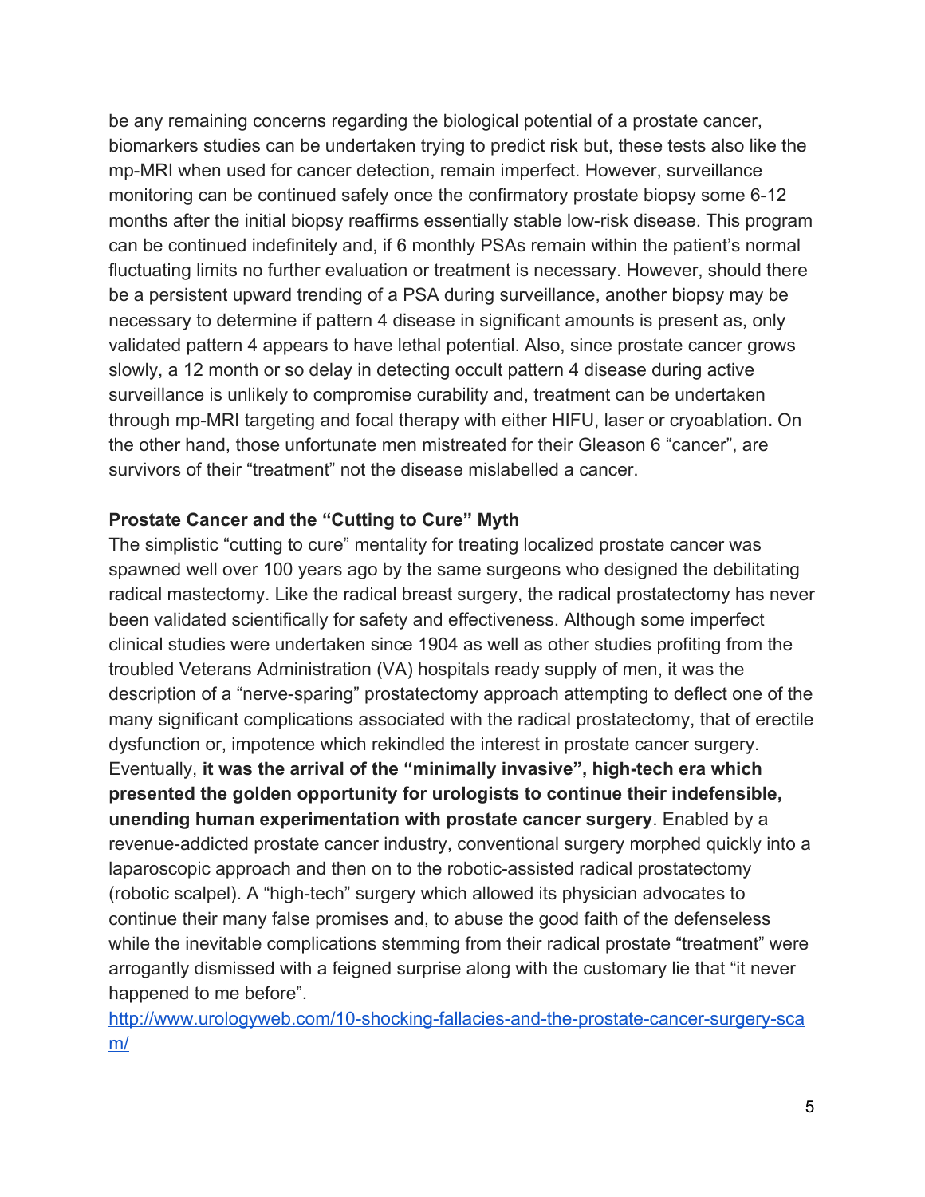be any remaining concerns regarding the biological potential of a prostate cancer, biomarkers studies can be undertaken trying to predict risk but, these tests also like the mp-MRI when used for cancer detection, remain imperfect. However, surveillance monitoring can be continued safely once the confirmatory prostate biopsy some 6-12 months after the initial biopsy reaffirms essentially stable low-risk disease. This program can be continued indefinitely and, if 6 monthly PSAs remain within the patient's normal fluctuating limits no further evaluation or treatment is necessary. However, should there be a persistent upward trending of a PSA during surveillance, another biopsy may be necessary to determine if pattern 4 disease in significant amounts is present as, only validated pattern 4 appears to have lethal potential. Also, since prostate cancer grows slowly, a 12 month or so delay in detecting occult pattern 4 disease during active surveillance is unlikely to compromise curability and, treatment can be undertaken through mp-MRI targeting and focal therapy with either HIFU, laser or cryoablation**.** On the other hand, those unfortunate men mistreated for their Gleason 6 "cancer", are survivors of their "treatment" not the disease mislabelled a cancer.

**Prostate Cancer and the "Cutting to Cure" Myth**

The simplistic "cutting to cure" mentality for treating localized prostate cancer was spawned well over 100 years ago by the same surgeons who designed the debilitating radical mastectomy. Like the radical breast surgery, the radical prostatectomy has never been validated scientifically for safety and effectiveness. Although some imperfect clinical studies were undertaken since 1904 as well as other studies profiting from the troubled Veterans Administration (VA) hospitals ready supply of men, it was the description of a "nerve-sparing" prostatectomy approach attempting to deflect one of the many significant complications associated with the radical prostatectomy, that of erectile dysfunction or, impotence which rekindled the interest in prostate cancer surgery. Eventually, **it was the arrival of the "minimally invasive", high-tech era which presented the golden opportunity for urologists to continue their indefensible, unending human experimentation with prostate cancer surgery**. Enabled by a revenue-addicted prostate cancer industry, conventional surgery morphed quickly into a laparoscopic approach and then on to the robotic-assisted radical prostatectomy (robotic scalpel). A "high-tech" surgery which allowed its physician advocates to continue their many false promises and, to abuse the good faith of the defenseless while the inevitable complications stemming from their radical prostate "treatment" were arrogantly dismissed with a feigned surprise along with the customary lie that "it never happened to me before".

[http://www.urologyweb.com/10-shocking-fallacies-and-the-prostate-cancer-surgery-scam/](http://www.urologyweb.com/10-shocking-fallacies-and-the-prostate-cancer-surgery-scam/)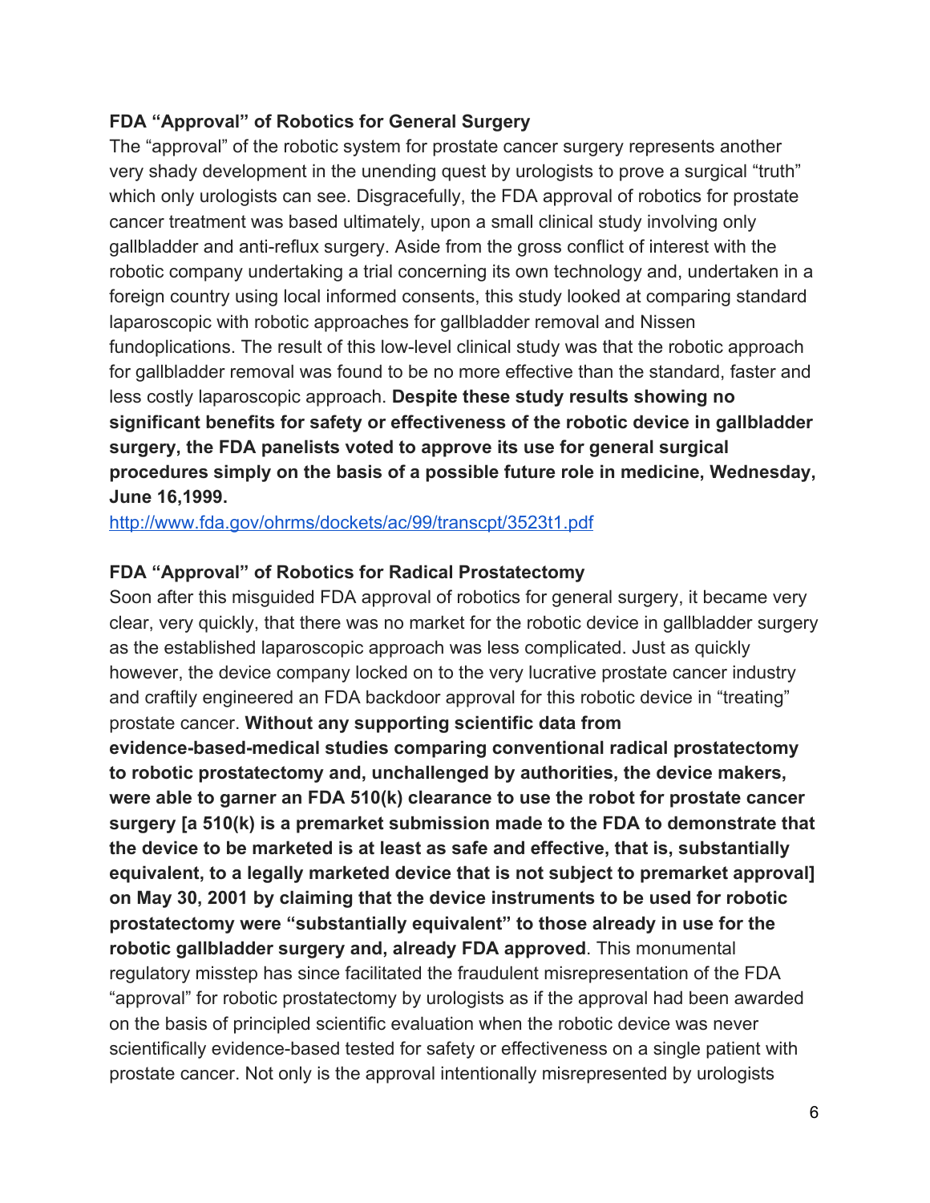**FDA "Approval" of Robotics for General Surgery**

The "approval" of the robotic system for prostate cancer surgery represents another very shady development in the unending quest by urologists to prove a surgical "truth" which only urologists can see. Disgracefully, the FDA approval of robotics for prostate cancer treatment was based ultimately, upon a small clinical study involving only gallbladder and anti-reflux surgery. Aside from the gross conflict of interest with the robotic company undertaking a trial concerning its own technology and, undertaken in a foreign country using local informed consents, this study looked at comparing standard laparoscopic with robotic approaches for gallbladder removal and Nissen fundoplications. The result of this low-level clinical study was that the robotic approach for gallbladder removal was found to be no more effective than the standard, faster and less costly laparoscopic approach. **Despite these study results showing no significant benefits for safety or effectiveness of the robotic device in gallbladder surgery, the FDA panelists voted to approve its use for general surgical procedures simply on the basis of a possible future role in medicine, Wednesday, June 16,1999.**

http://www.fda.gov/ohrms/dockets/ac/99/transcpt/3523t1.pdf

**FDA "Approval" of Robotics for Radical Prostatectomy**

Soon after this misguided FDA approval of robotics for general surgery, it became very clear, very quickly, that there was no market for the robotic device in gallbladder surgery as the established laparoscopic approach was less complicated. Just as quickly however, the device company locked on to the very lucrative prostate cancer industry and craftily engineered an FDA backdoor approval for this robotic device in "treating" prostate cancer. **Without any supporting scientific data from evidence-based-medical studies comparing conventional radical prostatectomy to robotic prostatectomy and, unchallenged by authorities, the device makers, were able to garner an FDA 510(k) clearance to use the robot for prostate cancer surgery [a 510(k) is a premarket submission made to the FDA to demonstrate that the device to be marketed is at least as safe and effective, that is, substantially equivalent, to a legally marketed device that is not subject to premarket approval] on May 30, 2001 by claiming that the device instruments to be used for robotic prostatectomy were "substantially equivalent" to those already in use for the robotic gallbladder surgery and, already FDA approved**. This monumental regulatory misstep has since facilitated the fraudulent misrepresentation of the FDA "approval" for robotic prostatectomy by urologists as if the approval had been awarded on the basis of principled scientific evaluation when the robotic device was never scientifically evidence-based tested for safety or effectiveness on a single patient with prostate cancer. Not only is the approval intentionally misrepresented by urologists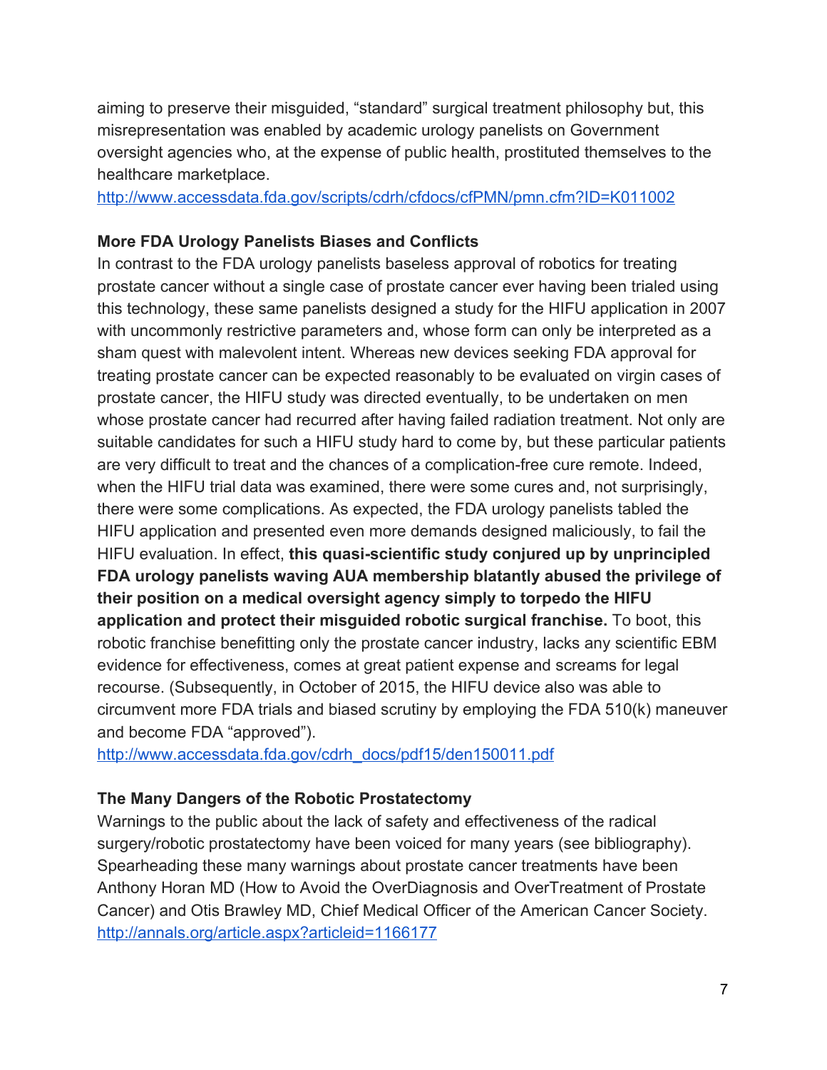aiming to preserve their misguided, "standard" surgical treatment philosophy but, this misrepresentation was enabled by academic urology panelists on Government oversight agencies who, at the expense of public health, prostituted themselves to the healthcare marketplace.
http://www.accessdata.fda.gov/scripts/cdrh/cfdocs/cfPMN/pmn.cfm?ID=K011002

**More FDA Urology Panelists Biases and Conflicts**

In contrast to the FDA urology panelists baseless approval of robotics for treating prostate cancer without a single case of prostate cancer ever having been trialed using this technology, these same panelists designed a study for the HIFU application in 2007 with uncommonly restrictive parameters and, whose form can only be interpreted as a sham quest with malevolent intent. Whereas new devices seeking FDA approval for treating prostate cancer can be expected reasonably to be evaluated on virgin cases of prostate cancer, the HIFU study was directed eventually, to be undertaken on men whose prostate cancer had recurred after having failed radiation treatment. Not only are suitable candidates for such a HIFU study hard to come by, but these particular patients are very difficult to treat and the chances of a complication-free cure remote. Indeed, when the HIFU trial data was examined, there were some cures and, not surprisingly, there were some complications. As expected, the FDA urology panelists tabled the HIFU application and presented even more demands designed maliciously, to fail the HIFU evaluation. In effect, **this quasi-scientific study conjured up by unprincipled FDA urology panelists waving AUA membership blatantly abused the privilege of their position on a medical oversight agency simply to torpedo the HIFU application and protect their misguided robotic surgical franchise.** To boot, this robotic franchise benefitting only the prostate cancer industry, lacks any scientific EBM evidence for effectiveness, comes at great patient expense and screams for legal recourse. (Subsequently, in October of 2015, the HIFU device also was able to circumvent more FDA trials and biased scrutiny by employing the FDA 510(k) maneuver and become FDA "approved").
http://www.accessdata.fda.gov/cdrh_docs/pdf15/den150011.pdf

**The Many Dangers of the Robotic Prostatectomy**

Warnings to the public about the lack of safety and effectiveness of the radical surgery/robotic prostatectomy have been voiced for many years (see bibliography). Spearheading these many warnings about prostate cancer treatments have been Anthony Horan MD (How to Avoid the OverDiagnosis and OverTreatment of Prostate Cancer) and Otis Brawley MD, Chief Medical Officer of the American Cancer Society.
http://annals.org/article.aspx?articleid=1166177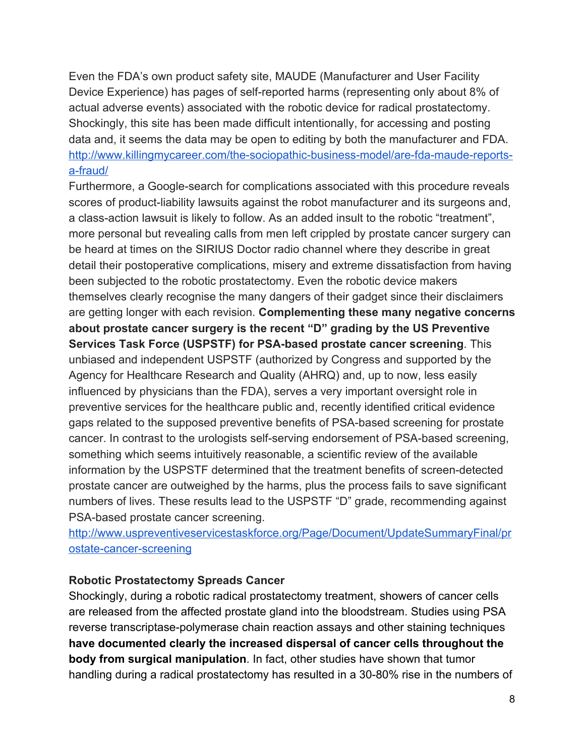Even the FDA's own product safety site, MAUDE (Manufacturer and User Facility Device Experience) has pages of self-reported harms (representing only about 8% of actual adverse events) associated with the robotic device for radical prostatectomy. Shockingly, this site has been made difficult intentionally, for accessing and posting data and, it seems the data may be open to editing by both the manufacturer and FDA. [http://www.killingmycareer.com/the-sociopathic-business-model/are-fda-maude-reports-a-fraud/](http://www.killingmycareer.com/the-sociopathic-business-model/are-fda-maude-reports-a-fraud/)

Furthermore, a Google-search for complications associated with this procedure reveals scores of product-liability lawsuits against the robot manufacturer and its surgeons and, a class-action lawsuit is likely to follow. As an added insult to the robotic "treatment", more personal but revealing calls from men left crippled by prostate cancer surgery can be heard at times on the SIRIUS Doctor radio channel where they describe in great detail their postoperative complications, misery and extreme dissatisfaction from having been subjected to the robotic prostatectomy. Even the robotic device makers themselves clearly recognise the many dangers of their gadget since their disclaimers are getting longer with each revision. **Complementing these many negative concerns about prostate cancer surgery is the recent "D" grading by the US Preventive Services Task Force (USPSTF) for PSA-based prostate cancer screening**. This unbiased and independent USPSTF (authorized by Congress and supported by the Agency for Healthcare Research and Quality (AHRQ) and, up to now, less easily influenced by physicians than the FDA), serves a very important oversight role in preventive services for the healthcare public and, recently identified critical evidence gaps related to the supposed preventive benefits of PSA-based screening for prostate cancer. In contrast to the urologists self-serving endorsement of PSA-based screening, something which seems intuitively reasonable, a scientific review of the available information by the USPSTF determined that the treatment benefits of screen-detected prostate cancer are outweighed by the harms, plus the process fails to save significant numbers of lives. These results lead to the USPSTF "D" grade, recommending against PSA-based prostate cancer screening.
[http://www.uspreventiveservicestaskforce.org/Page/Document/UpdateSummaryFinal/prostate-cancer-screening](http://www.uspreventiveservicestaskforce.org/Page/Document/UpdateSummaryFinal/prostate-cancer-screening)

**Robotic Prostatectomy Spreads Cancer**

Shockingly, during a robotic radical prostatectomy treatment, showers of cancer cells are released from the affected prostate gland into the bloodstream. Studies using PSA reverse transcriptase-polymerase chain reaction assays and other staining techniques **have documented clearly the increased dispersal of cancer cells throughout the body from surgical manipulation**. In fact, other studies have shown that tumor handling during a radical prostatectomy has resulted in a 30-80% rise in the numbers of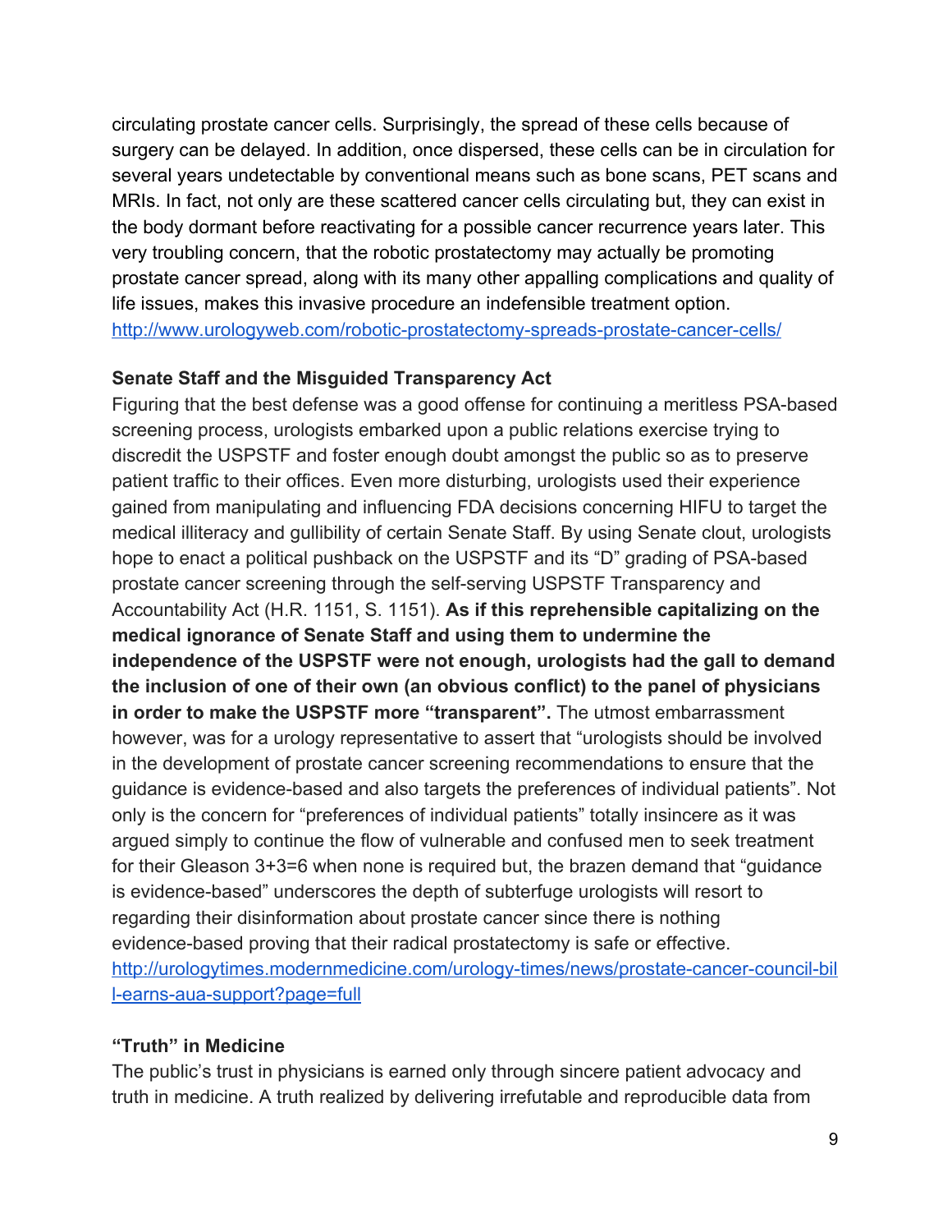circulating prostate cancer cells. Surprisingly, the spread of these cells because of surgery can be delayed. In addition, once dispersed, these cells can be in circulation for several years undetectable by conventional means such as bone scans, PET scans and MRIs. In fact, not only are these scattered cancer cells circulating but, they can exist in the body dormant before reactivating for a possible cancer recurrence years later. This very troubling concern, that the robotic prostatectomy may actually be promoting prostate cancer spread, along with its many other appalling complications and quality of life issues, makes this invasive procedure an indefensible treatment option.
[http://www.urologyweb.com/robotic-prostatectomy-spreads-prostate-cancer-cells/](http://www.urologyweb.com/robotic-prostatectomy-spreads-prostate-cancer-cells/)

**Senate Staff and the Misguided Transparency Act**

Figuring that the best defense was a good offense for continuing a meritless PSA-based screening process, urologists embarked upon a public relations exercise trying to discredit the USPSTF and foster enough doubt amongst the public so as to preserve patient traffic to their offices. Even more disturbing, urologists used their experience gained from manipulating and influencing FDA decisions concerning HIFU to target the medical illiteracy and gullibility of certain Senate Staff. By using Senate clout, urologists hope to enact a political pushback on the USPSTF and its "D" grading of PSA-based prostate cancer screening through the self-serving USPSTF Transparency and Accountability Act (H.R. 1151, S. 1151). **As if this reprehensible capitalizing on the medical ignorance of Senate Staff and using them to undermine the independence of the USPSTF were not enough, urologists had the gall to demand the inclusion of one of their own (an obvious conflict) to the panel of physicians in order to make the USPSTF more "transparent".** The utmost embarrassment however, was for a urology representative to assert that "urologists should be involved in the development of prostate cancer screening recommendations to ensure that the guidance is evidence-based and also targets the preferences of individual patients". Not only is the concern for "preferences of individual patients" totally insincere as it was argued simply to continue the flow of vulnerable and confused men to seek treatment for their Gleason 3+3=6 when none is required but, the brazen demand that "guidance is evidence-based" underscores the depth of subterfuge urologists will resort to regarding their disinformation about prostate cancer since there is nothing evidence-based proving that their radical prostatectomy is safe or effective.
[http://urologytimes.modernmedicine.com/urology-times/news/prostate-cancer-council-bill-earns-aua-support?page=full](http://urologytimes.modernmedicine.com/urology-times/news/prostate-cancer-council-bill-earns-aua-support?page=full)

**"Truth" in Medicine**

The public's trust in physicians is earned only through sincere patient advocacy and truth in medicine. A truth realized by delivering irrefutable and reproducible data from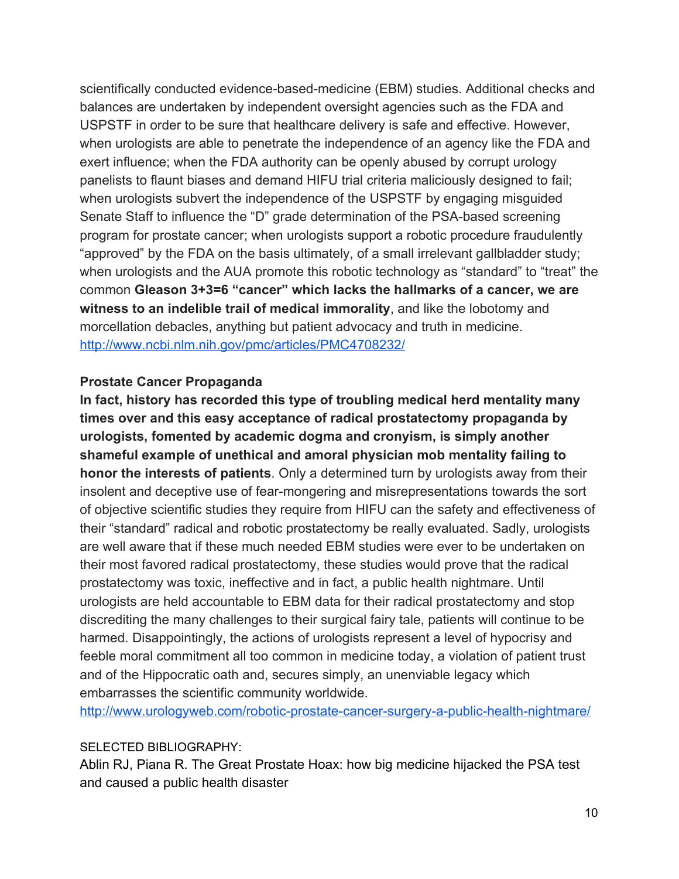scientifically conducted evidence-based-medicine (EBM) studies. Additional checks and balances are undertaken by independent oversight agencies such as the FDA and USPSTF in order to be sure that healthcare delivery is safe and effective. However, when urologists are able to penetrate the independence of an agency like the FDA and exert influence; when the FDA authority can be openly abused by corrupt urology panelists to flaunt biases and demand HIFU trial criteria maliciously designed to fail; when urologists subvert the independence of the USPSTF by engaging misguided Senate Staff to influence the "D" grade determination of the PSA-based screening program for prostate cancer; when urologists support a robotic procedure fraudulently "approved" by the FDA on the basis ultimately, of a small irrelevant gallbladder study; when urologists and the AUA promote this robotic technology as "standard" to "treat" the common **Gleason 3+3=6 "cancer" which lacks the hallmarks of a cancer, we are witness to an indelible trail of medical immorality**, and like the lobotomy and morcellation debacles, anything but patient advocacy and truth in medicine.
http://www.ncbi.nlm.nih.gov/pmc/articles/PMC4708232/

**Prostate Cancer Propaganda**

**In fact, history has recorded this type of troubling medical herd mentality many times over and this easy acceptance of radical prostatectomy propaganda by urologists, fomented by academic dogma and cronyism, is simply another shameful example of unethical and amoral physician mob mentality failing to honor the interests of patients**. Only a determined turn by urologists away from their insolent and deceptive use of fear-mongering and misrepresentations towards the sort of objective scientific studies they require from HIFU can the safety and effectiveness of their "standard" radical and robotic prostatectomy be really evaluated. Sadly, urologists are well aware that if these much needed EBM studies were ever to be undertaken on their most favored radical prostatectomy, these studies would prove that the radical prostatectomy was toxic, ineffective and in fact, a public health nightmare. Until urologists are held accountable to EBM data for their radical prostatectomy and stop discrediting the many challenges to their surgical fairy tale, patients will continue to be harmed. Disappointingly, the actions of urologists represent a level of hypocrisy and feeble moral commitment all too common in medicine today, a violation of patient trust and of the Hippocratic oath and, secures simply, an unenviable legacy which embarrasses the scientific community worldwide.
http://www.urologyweb.com/robotic-prostate-cancer-surgery-a-public-health-nightmare/

SELECTED BIBLIOGRAPHY:

Ablin RJ, Piana R. The Great Prostate Hoax: how big medicine hijacked the PSA test and caused a public health disaster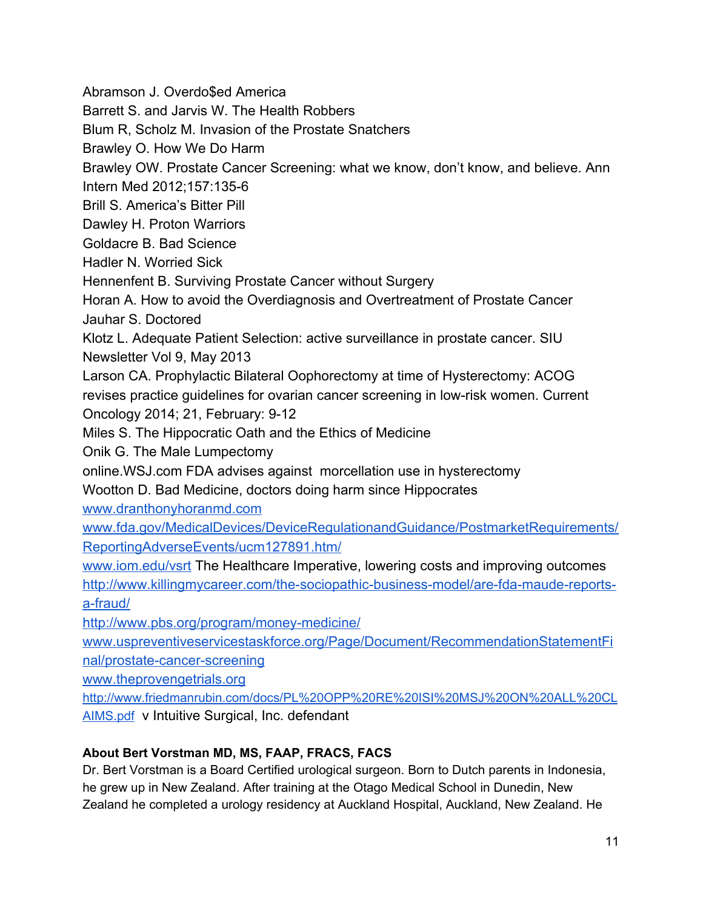Abramson J. Overdo$ed America

Barrett S. and Jarvis W. The Health Robbers

Blum R, Scholz M. Invasion of the Prostate Snatchers

Brawley O. How We Do Harm

Brawley OW. Prostate Cancer Screening: what we know, don't know, and believe. Ann Intern Med 2012;157:135-6

Brill S. America's Bitter Pill

Dawley H. Proton Warriors

Goldacre B. Bad Science

Hadler N. Worried Sick

Hennenfent B. Surviving Prostate Cancer without Surgery

Horan A. How to avoid the Overdiagnosis and Overtreatment of Prostate Cancer

Jauhar S. Doctored

Klotz L. Adequate Patient Selection: active surveillance in prostate cancer. SIU Newsletter Vol 9, May 2013

Larson CA. Prophylactic Bilateral Oophorectomy at time of Hysterectomy: ACOG revises practice guidelines for ovarian cancer screening in low-risk women. Current Oncology 2014; 21, February: 9-12

Miles S. The Hippocratic Oath and the Ethics of Medicine

Onik G. The Male Lumpectomy

online.WSJ.com FDA advises against morcellation use in hysterectomy

Wootton D. Bad Medicine, doctors doing harm since Hippocrates

www.dranthonyhoranmd.com

www.fda.gov/MedicalDevices/DeviceRegulationandGuidance/PostmarketRequirements/ReportingAdverseEvents/ucm127891.htm/

www.iom.edu/vsrt The Healthcare Imperative, lowering costs and improving outcomes

http://www.killingmycareer.com/the-sociopathic-business-model/are-fda-maude-reports-a-fraud/

http://www.pbs.org/program/money-medicine/

www.uspreventiveservicestaskforce.org/Page/Document/RecommendationStatementFinal/prostate-cancer-screening

www.theprovengetrials.org

http://www.friedmanrubin.com/docs/PL%20OPP%20RE%20ISI%20MSJ%20ON%20ALL%20CLAIMS.pdf v Intuitive Surgical, Inc. defendant

**About Bert Vorstman MD, MS, FAAP, FRACS, FACS**

Dr. Bert Vorstman is a Board Certified urological surgeon. Born to Dutch parents in Indonesia, he grew up in New Zealand. After training at the Otago Medical School in Dunedin, New Zealand he completed a urology residency at Auckland Hospital, Auckland, New Zealand. He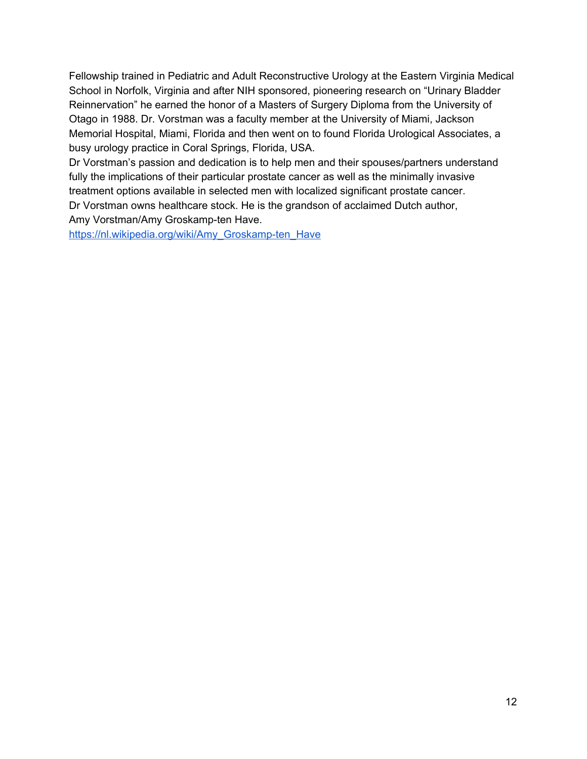Fellowship trained in Pediatric and Adult Reconstructive Urology at the Eastern Virginia Medical School in Norfolk, Virginia and after NIH sponsored, pioneering research on "Urinary Bladder Reinnervation" he earned the honor of a Masters of Surgery Diploma from the University of Otago in 1988. Dr. Vorstman was a faculty member at the University of Miami, Jackson Memorial Hospital, Miami, Florida and then went on to found Florida Urological Associates, a busy urology practice in Coral Springs, Florida, USA.

Dr Vorstman's passion and dedication is to help men and their spouses/partners understand fully the implications of their particular prostate cancer as well as the minimally invasive treatment options available in selected men with localized significant prostate cancer.

Dr Vorstman owns healthcare stock. He is the grandson of acclaimed Dutch author, Amy Vorstman/Amy Groskamp-ten Have.

https://nl.wikipedia.org/wiki/Amy_Groskamp-ten_Have